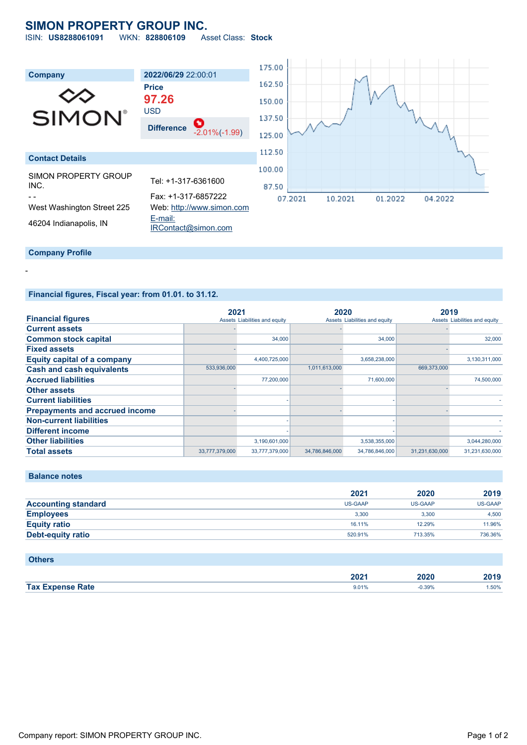# SIMON PROPERTY GROUP INC.

ISIN: **US8288061091** WKN: **828806109** Asset Class: **Stock**

| Company | 2022/06/29 22:00:01 |
|---|---|
| | **Price** |
| | **97.26** |
| | USD |
| | **Difference** -2.01%(-1.99) |

### Contact Details

SIMON PROPERTY GROUP INC.

- -

West Washington Street 225

46204 Indianapolis, IN

Tel: +1-317-6361600

Fax: +1-317-6857222

Web: http://www.simon.com

E-mail: IRContact@simon.com

### Company Profile

-

### Financial figures, Fiscal year: from 01.01. to 31.12.

| Financial figures | 2021 Assets | 2021 Liabilities and equity | 2020 Assets | 2020 Liabilities and equity | 2019 Assets | 2019 Liabilities and equity |
|---|---|---|---|---|---|---|
| **Current assets** | - | | - | | - | |
| **Common stock capital** | | 34,000 | | 34,000 | | 32,000 |
| **Fixed assets** | - | | - | | - | |
| **Equity capital of a company** | | 4,400,725,000 | | 3,658,238,000 | | 3,130,311,000 |
| **Cash and cash equivalents** | 533,936,000 | | 1,011,613,000 | | 669,373,000 | |
| **Accrued liabilities** | | 77,200,000 | | 71,600,000 | | 74,500,000 |
| **Other assets** | - | | - | | - | |
| **Current liabilities** | | - | | - | | - |
| **Prepayments and accrued income** | - | | - | | - | |
| **Non-current liabilities** | | - | | - | | - |
| **Different income** | | - | | - | | - |
| **Other liabilities** | | 3,190,601,000 | | 3,538,355,000 | | 3,044,280,000 |
| **Total assets** | 33,777,379,000 | 33,777,379,000 | 34,786,846,000 | 34,786,846,000 | 31,231,630,000 | 31,231,630,000 |

### Balance notes

| | 2021 | 2020 | 2019 |
|---|---|---|---|
| **Accounting standard** | US-GAAP | US-GAAP | US-GAAP |
| **Employees** | 3,300 | 3,300 | 4,500 |
| **Equity ratio** | 16.11% | 12.29% | 11.96% |
| **Debt-equity ratio** | 520.91% | 713.35% | 736.36% |

### Others

| | 2021 | 2020 | 2019 |
|---|---|---|---|
| **Tax Expense Rate** | 9.01% | -0.39% | 1.50% |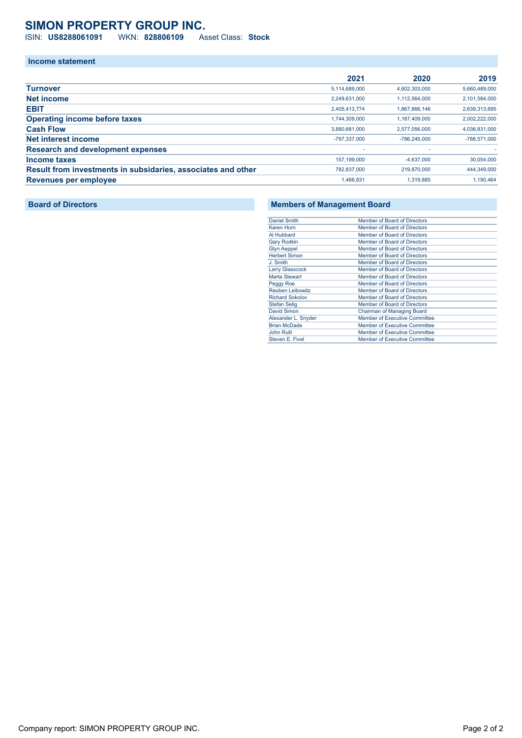# SIMON PROPERTY GROUP INC.

ISIN: **US8288061091** WKN: **828806109** Asset Class: **Stock**

## Income statement

| | 2021 | 2020 | 2019 |
|---|---|---|---|
| **Turnover** | 5,114,689,000 | 4,602,303,000 | 5,660,489,000 |
| **Net income** | 2,249,631,000 | 1,112,564,000 | 2,101,584,000 |
| **EBIT** | 2,405,413,774 | 1,867,866,146 | 2,639,313,695 |
| **Operating income before taxes** | 1,744,309,000 | 1,187,409,000 | 2,002,222,000 |
| **Cash Flow** | 3,880,681,000 | 2,577,056,000 | 4,036,831,000 |
| **Net interest income** | -797,337,000 | -786,245,000 | -786,571,000 |
| **Research and development expenses** | - | - | - |
| **Income taxes** | 157,199,000 | -4,637,000 | 30,054,000 |
| **Result from investments in subsidaries, associates and other** | 782,837,000 | 219,870,000 | 444,349,000 |
| **Revenues per employee** | 1,466,831 | 1,319,885 | 1,190,464 |

## Board of Directors

## Members of Management Board

| | |
|---|---|
| Daniel Smith | Member of Board of Directors |
| Karen Horn | Member of Board of Directors |
| Al Hubbard | Member of Board of Directors |
| Gary Rodkin | Member of Board of Directors |
| Glyn Aeppel | Member of Board of Directors |
| Herbert Simon | Member of Board of Directors |
| J. Smith | Member of Board of Directors |
| Larry Glasscock | Member of Board of Directors |
| Marta Stewart | Member of Board of Directors |
| Peggy Roe | Member of Board of Directors |
| Reuben Leibowitz | Member of Board of Directors |
| Richard Sokolov | Member of Board of Directors |
| Stefan Selig | Member of Board of Directors |
| David Simon | Chairman of Managing Board |
| Alexander L. Snyder | Member of Executive Committee |
| Brian McDade | Member of Executive Committee |
| John Rulli | Member of Executive Committee |
| Steven E. Fivel | Member of Executive Committee |